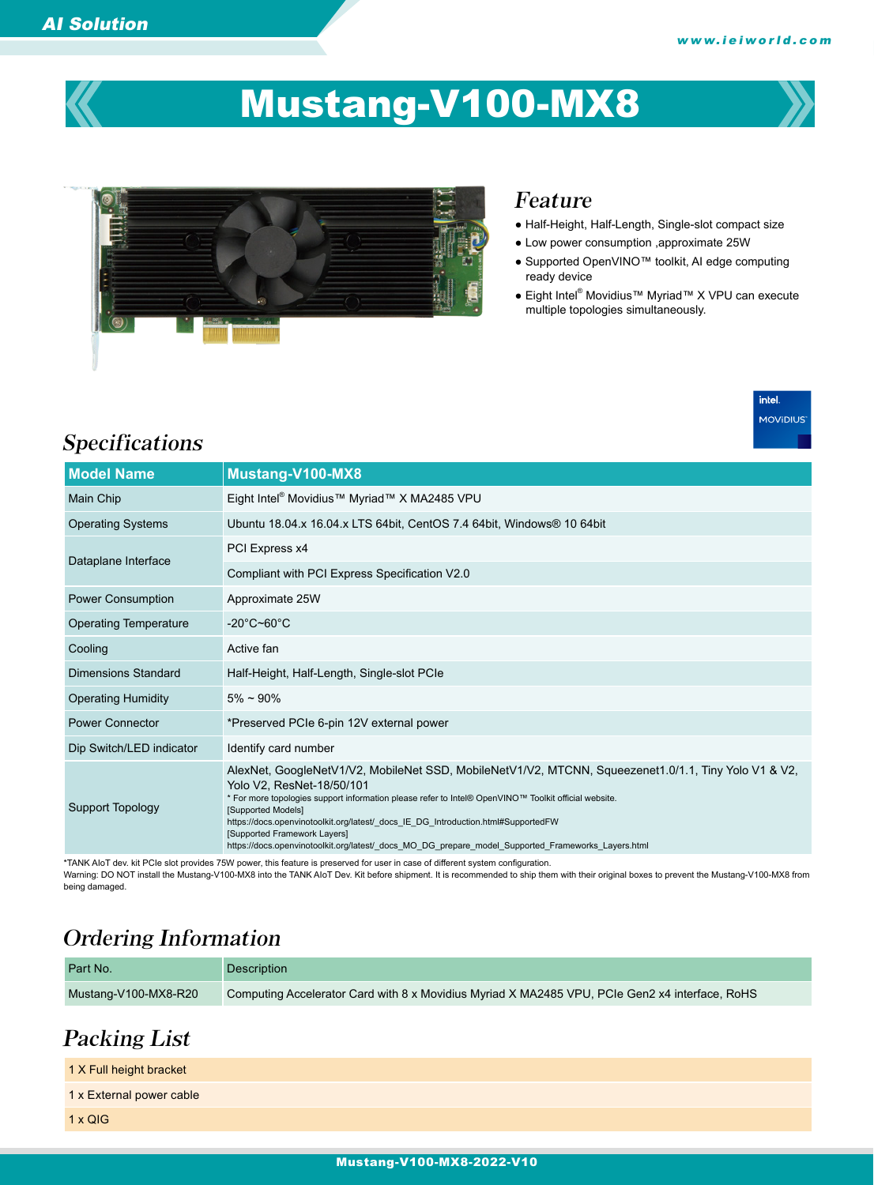# Mustang-V100-MX8

## Feature

- Half-Height, Half-Length, Single-slot compact size
- Low power consumption ,approximate 25W
- Supported OpenVINO™ toolkit, AI edge computing ready device
- Eight Intel® Movidius™ Myriad™ X VPU can execute multiple topologies simultaneously.

## Specifications

| Model Name | Mustang-V100-MX8 |
|---|---|
| Main Chip | Eight Intel® Movidius™ Myriad™ X MA2485 VPU |
| Operating Systems | Ubuntu 18.04.x 16.04.x LTS 64bit, CentOS 7.4 64bit, Windows® 10 64bit |
| Dataplane Interface | PCI Express x4 |
| | Compliant with PCI Express Specification V2.0 |
| Power Consumption | Approximate 25W |
| Operating Temperature | -20°C~60°C |
| Cooling | Active fan |
| Dimensions Standard | Half-Height, Half-Length, Single-slot PCIe |
| Operating Humidity | 5% ~ 90% |
| Power Connector | *Preserved PCIe 6-pin 12V external power |
| Dip Switch/LED indicator | Identify card number |
| Support Topology | AlexNet, GoogleNetV1/V2, MobileNet SSD, MobileNetV1/V2, MTCNN, Squeezenet1.0/1.1, Tiny Yolo V1 & V2, Yolo V2, ResNet-18/50/101<br>* For more topologies support information please refer to Intel® OpenVINO™ Toolkit official website.<br>[Supported Models]<br>https://docs.openvinotoolkit.org/latest/_docs_IE_DG_Introduction.html#SupportedFW<br>[Supported Framework Layers]<br>https://docs.openvinotoolkit.org/latest/_docs_MO_DG_prepare_model_Supported_Frameworks_Layers.html |

*TANK AIoT dev. kit PCIe slot provides 75W power, this feature is preserved for user in case of different system configuration.
Warning: DO NOT install the Mustang-V100-MX8 into the TANK AIoT Dev. Kit before shipment. It is recommended to ship them with their original boxes to prevent the Mustang-V100-MX8 from being damaged.

## Ordering Information

| Part No. | Description |
|---|---|
| Mustang-V100-MX8-R20 | Computing Accelerator Card with 8 x Movidius Myriad X MA2485 VPU, PCIe Gen2 x4 interface, RoHS |

## Packing List

- 1 X Full height bracket
- 1 x External power cable
- 1 x QIG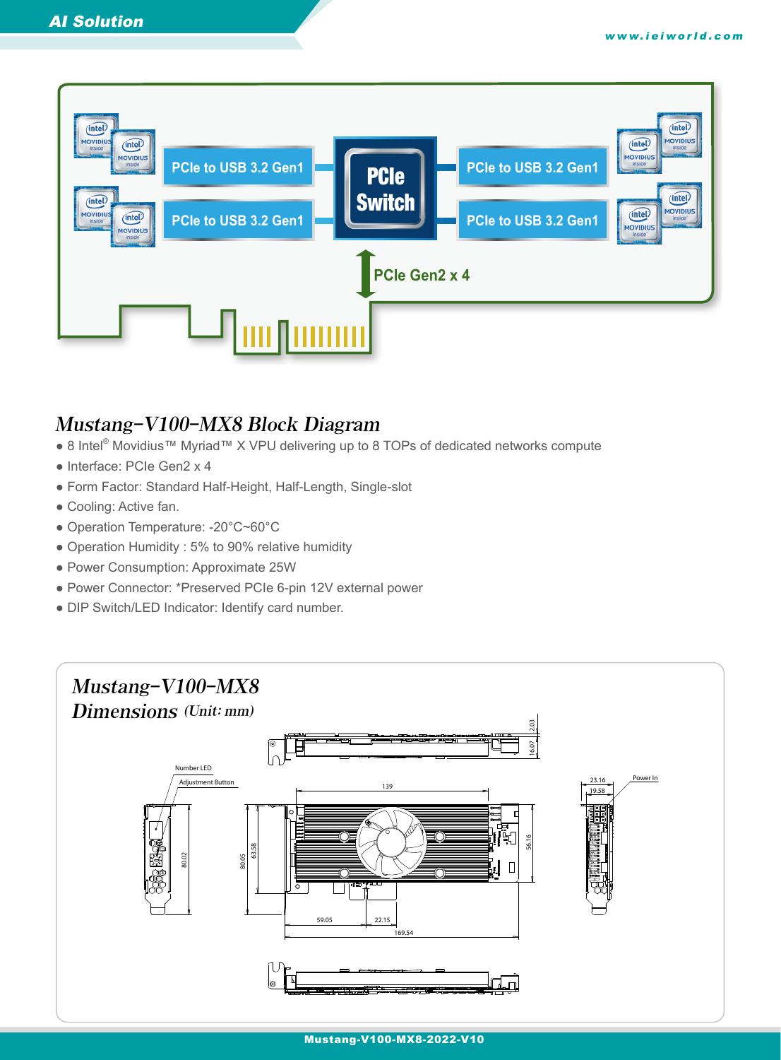PCIe to USB 3.2 Gen1

PCIe to USB 3.2 Gen1

PCIe Switch

PCIe to USB 3.2 Gen1

PCIe to USB 3.2 Gen1

PCIe Gen2 x 4

## *Mustang-V100-MX8 Block Diagram*

- 8 Intel® Movidius™ Myriad™ X VPU delivering up to 8 TOPs of dedicated networks compute
- Interface: PCIe Gen2 x 4
- Form Factor: Standard Half-Height, Half-Length, Single-slot
- Cooling: Active fan.
- Operation Temperature: -20°C~60°C
- Operation Humidity : 5% to 90% relative humidity
- Power Consumption: Approximate 25W
- Power Connector: *Preserved PCIe 6-pin 12V external power
- DIP Switch/LED Indicator: Identify card number.

## *Mustang-V100-MX8 Dimensions* (Unit: mm)

2.03

16.07

Number LED

Adjustment Button

80.02

139

80.05

63.58

56.16

59.05

22.15

169.54

23.16

19.58

Power In